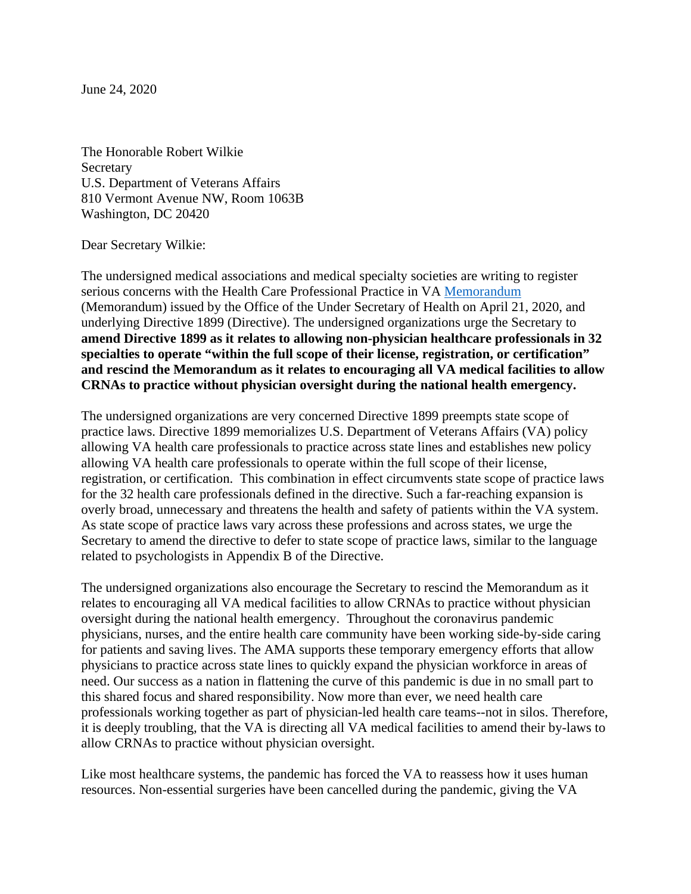June 24, 2020

The Honorable Robert Wilkie
Secretary
U.S. Department of Veterans Affairs
810 Vermont Avenue NW, Room 1063B
Washington, DC 20420

Dear Secretary Wilkie:

The undersigned medical associations and medical specialty societies are writing to register serious concerns with the Health Care Professional Practice in VA Memorandum (Memorandum) issued by the Office of the Under Secretary of Health on April 21, 2020, and underlying Directive 1899 (Directive). The undersigned organizations urge the Secretary to **amend Directive 1899 as it relates to allowing non-physician healthcare professionals in 32 specialties to operate "within the full scope of their license, registration, or certification" and rescind the Memorandum as it relates to encouraging all VA medical facilities to allow CRNAs to practice without physician oversight during the national health emergency.**

The undersigned organizations are very concerned Directive 1899 preempts state scope of practice laws. Directive 1899 memorializes U.S. Department of Veterans Affairs (VA) policy allowing VA health care professionals to practice across state lines and establishes new policy allowing VA health care professionals to operate within the full scope of their license, registration, or certification. This combination in effect circumvents state scope of practice laws for the 32 health care professionals defined in the directive. Such a far-reaching expansion is overly broad, unnecessary and threatens the health and safety of patients within the VA system. As state scope of practice laws vary across these professions and across states, we urge the Secretary to amend the directive to defer to state scope of practice laws, similar to the language related to psychologists in Appendix B of the Directive.

The undersigned organizations also encourage the Secretary to rescind the Memorandum as it relates to encouraging all VA medical facilities to allow CRNAs to practice without physician oversight during the national health emergency. Throughout the coronavirus pandemic physicians, nurses, and the entire health care community have been working side-by-side caring for patients and saving lives. The AMA supports these temporary emergency efforts that allow physicians to practice across state lines to quickly expand the physician workforce in areas of need. Our success as a nation in flattening the curve of this pandemic is due in no small part to this shared focus and shared responsibility. Now more than ever, we need health care professionals working together as part of physician-led health care teams--not in silos. Therefore, it is deeply troubling, that the VA is directing all VA medical facilities to amend their by-laws to allow CRNAs to practice without physician oversight.

Like most healthcare systems, the pandemic has forced the VA to reassess how it uses human resources. Non-essential surgeries have been cancelled during the pandemic, giving the VA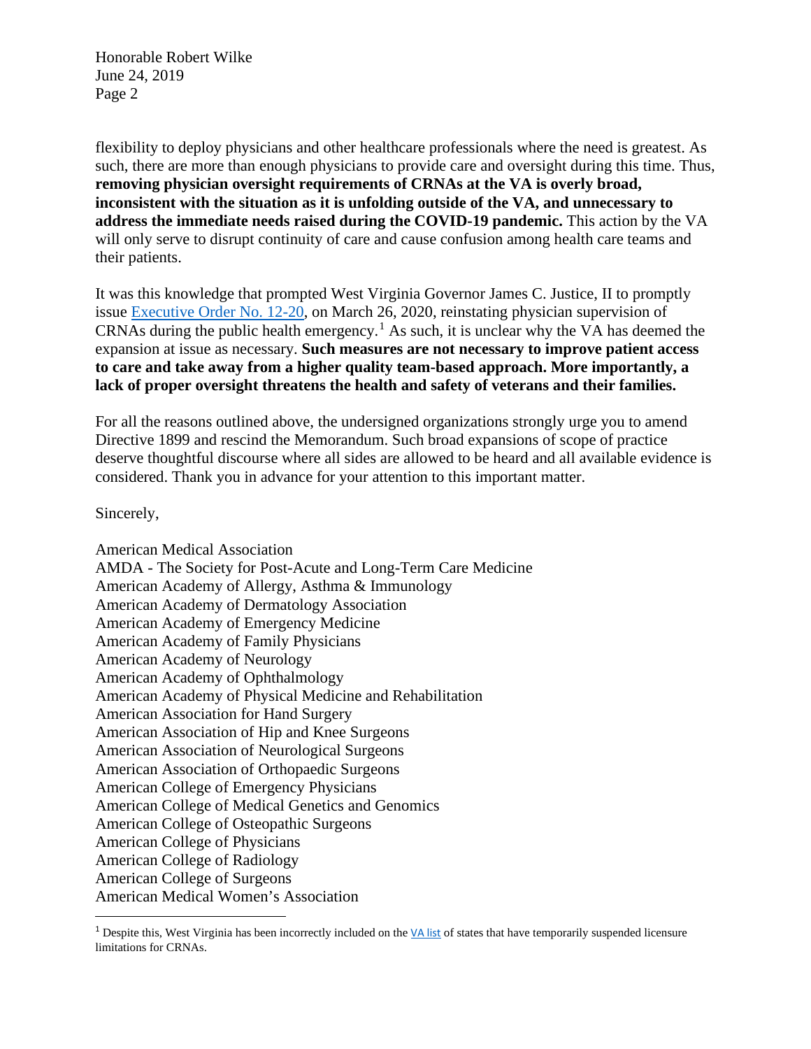flexibility to deploy physicians and other healthcare professionals where the need is greatest. As such, there are more than enough physicians to provide care and oversight during this time. Thus, **removing physician oversight requirements of CRNAs at the VA is overly broad, inconsistent with the situation as it is unfolding outside of the VA, and unnecessary to address the immediate needs raised during the COVID-19 pandemic.** This action by the VA will only serve to disrupt continuity of care and cause confusion among health care teams and their patients.

It was this knowledge that prompted West Virginia Governor James C. Justice, II to promptly issue [Executive Order No. 12-20](), on March 26, 2020, reinstating physician supervision of CRNAs during the public health emergency.[1] As such, it is unclear why the VA has deemed the expansion at issue as necessary. **Such measures are not necessary to improve patient access to care and take away from a higher quality team-based approach. More importantly, a lack of proper oversight threatens the health and safety of veterans and their families.**

For all the reasons outlined above, the undersigned organizations strongly urge you to amend Directive 1899 and rescind the Memorandum. Such broad expansions of scope of practice deserve thoughtful discourse where all sides are allowed to be heard and all available evidence is considered. Thank you in advance for your attention to this important matter.

Sincerely,

American Medical Association
AMDA - The Society for Post-Acute and Long-Term Care Medicine
American Academy of Allergy, Asthma & Immunology
American Academy of Dermatology Association
American Academy of Emergency Medicine
American Academy of Family Physicians
American Academy of Neurology
American Academy of Ophthalmology
American Academy of Physical Medicine and Rehabilitation
American Association for Hand Surgery
American Association of Hip and Knee Surgeons
American Association of Neurological Surgeons
American Association of Orthopaedic Surgeons
American College of Emergency Physicians
American College of Medical Genetics and Genomics
American College of Osteopathic Surgeons
American College of Physicians
American College of Radiology
American College of Surgeons
American Medical Women's Association

[1] Despite this, West Virginia has been incorrectly included on the [VA list]() of states that have temporarily suspended licensure limitations for CRNAs.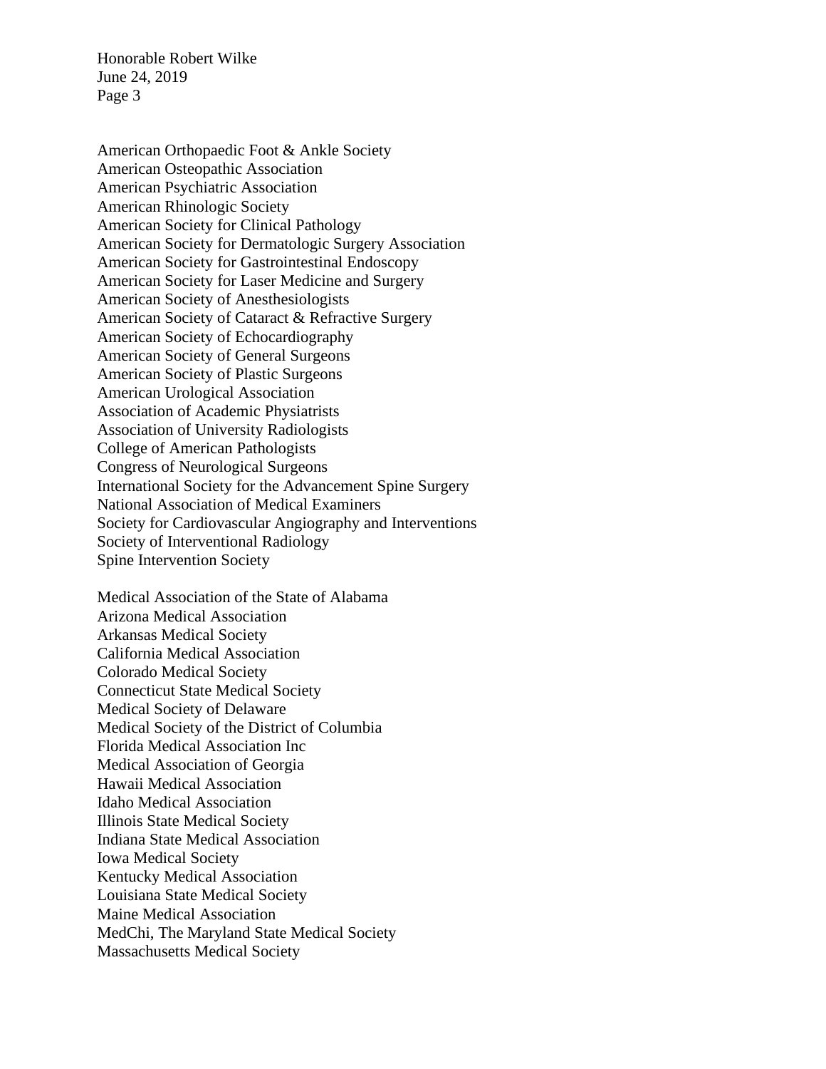American Orthopaedic Foot & Ankle Society
American Osteopathic Association
American Psychiatric Association
American Rhinologic Society
American Society for Clinical Pathology
American Society for Dermatologic Surgery Association
American Society for Gastrointestinal Endoscopy
American Society for Laser Medicine and Surgery
American Society of Anesthesiologists
American Society of Cataract & Refractive Surgery
American Society of Echocardiography
American Society of General Surgeons
American Society of Plastic Surgeons
American Urological Association
Association of Academic Physiatrists
Association of University Radiologists
College of American Pathologists
Congress of Neurological Surgeons
International Society for the Advancement Spine Surgery
National Association of Medical Examiners
Society for Cardiovascular Angiography and Interventions
Society of Interventional Radiology
Spine Intervention Society

Medical Association of the State of Alabama
Arizona Medical Association
Arkansas Medical Society
California Medical Association
Colorado Medical Society
Connecticut State Medical Society
Medical Society of Delaware
Medical Society of the District of Columbia
Florida Medical Association Inc
Medical Association of Georgia
Hawaii Medical Association
Idaho Medical Association
Illinois State Medical Society
Indiana State Medical Association
Iowa Medical Society
Kentucky Medical Association
Louisiana State Medical Society
Maine Medical Association
MedChi, The Maryland State Medical Society
Massachusetts Medical Society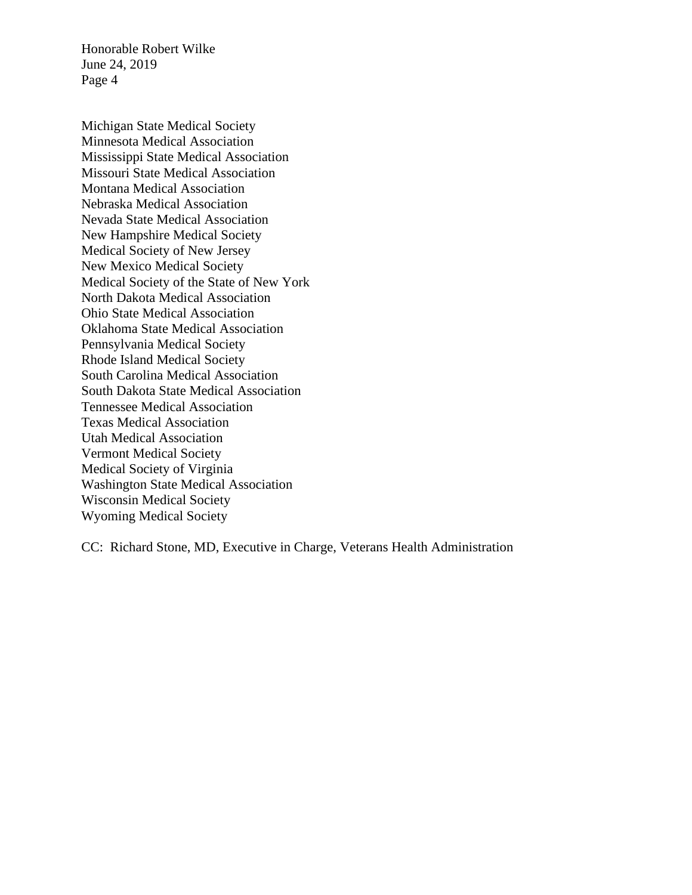Michigan State Medical Society
Minnesota Medical Association
Mississippi State Medical Association
Missouri State Medical Association
Montana Medical Association
Nebraska Medical Association
Nevada State Medical Association
New Hampshire Medical Society
Medical Society of New Jersey
New Mexico Medical Society
Medical Society of the State of New York
North Dakota Medical Association
Ohio State Medical Association
Oklahoma State Medical Association
Pennsylvania Medical Society
Rhode Island Medical Society
South Carolina Medical Association
South Dakota State Medical Association
Tennessee Medical Association
Texas Medical Association
Utah Medical Association
Vermont Medical Society
Medical Society of Virginia
Washington State Medical Association
Wisconsin Medical Society
Wyoming Medical Society

CC: Richard Stone, MD, Executive in Charge, Veterans Health Administration